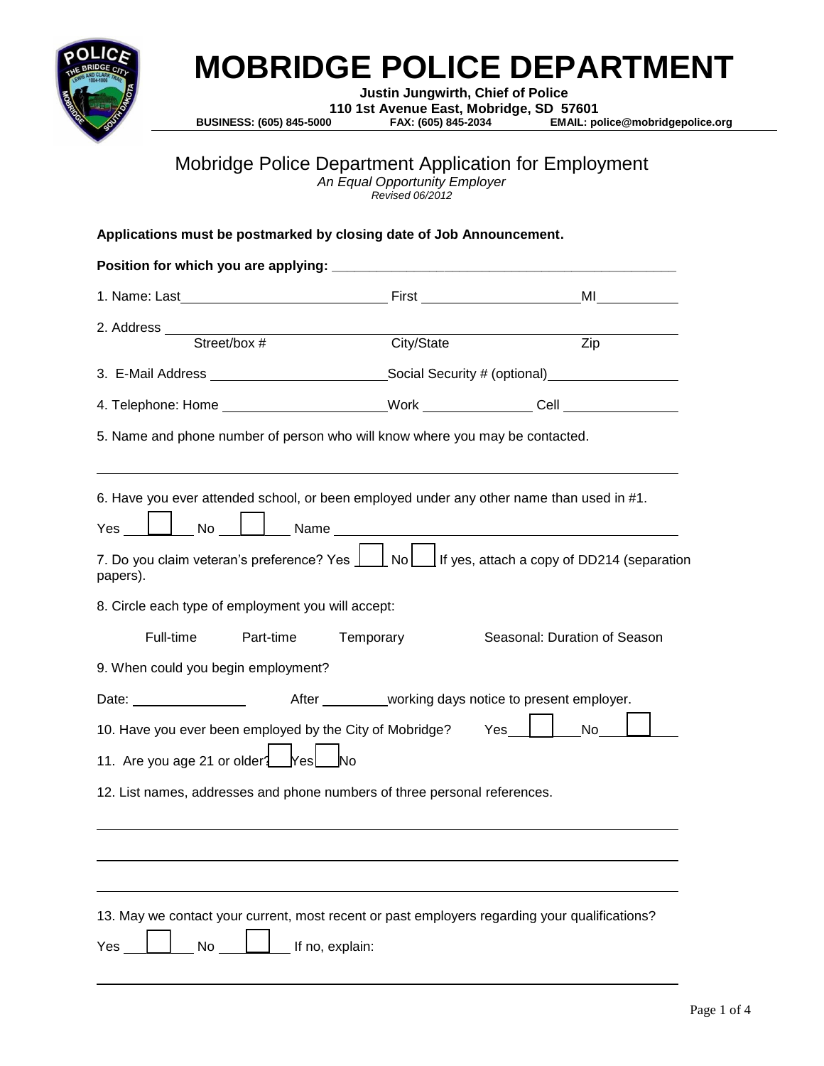# MOBRIDGE POLICE DEPARTMENT

**Justin Jungwirth, Chief of Police**
**110 1st Avenue East, Mobridge, SD 57601**
**BUSINESS: (605) 845-5000 FAX: (605) 845-2034 EMAIL: police@mobridgepolice.org**

## Mobridge Police Department Application for Employment

*An Equal Opportunity Employer*
*Revised 06/2012*

**Applications must be postmarked by closing date of Job Announcement.**

**Position for which you are applying:** ______________________________________________

1. Name: Last ______________________ First ____________________ MI __________

2. Address ____________________________________________________________
Street/box # City/State Zip

3. E-Mail Address ______________________ Social Security # (optional) ________________

4. Telephone: Home ____________________ Work _____________ Cell ______________

5. Name and phone number of person who will know where you may be contacted.

______________________________________________________________________

6. Have you ever attended school, or been employed under any other name than used in #1.

Yes ☐ No ☐ Name ____________________________________________

7. Do you claim veteran's preference? Yes ☐ No ☐ If yes, attach a copy of DD214 (separation papers).

8. Circle each type of employment you will accept:

Full-time Part-time Temporary Seasonal: Duration of Season

9. When could you begin employment?

Date: _______________ After ________ working days notice to present employer.

10. Have you ever been employed by the City of Mobridge? Yes ☐ No ☐

11. Are you age 21 or older? ☐ Yes ☐ No

12. List names, addresses and phone numbers of three personal references.

______________________________________________________________________

______________________________________________________________________

______________________________________________________________________

13. May we contact your current, most recent or past employers regarding your qualifications?

Yes ☐ No ☐ If no, explain:

______________________________________________________________________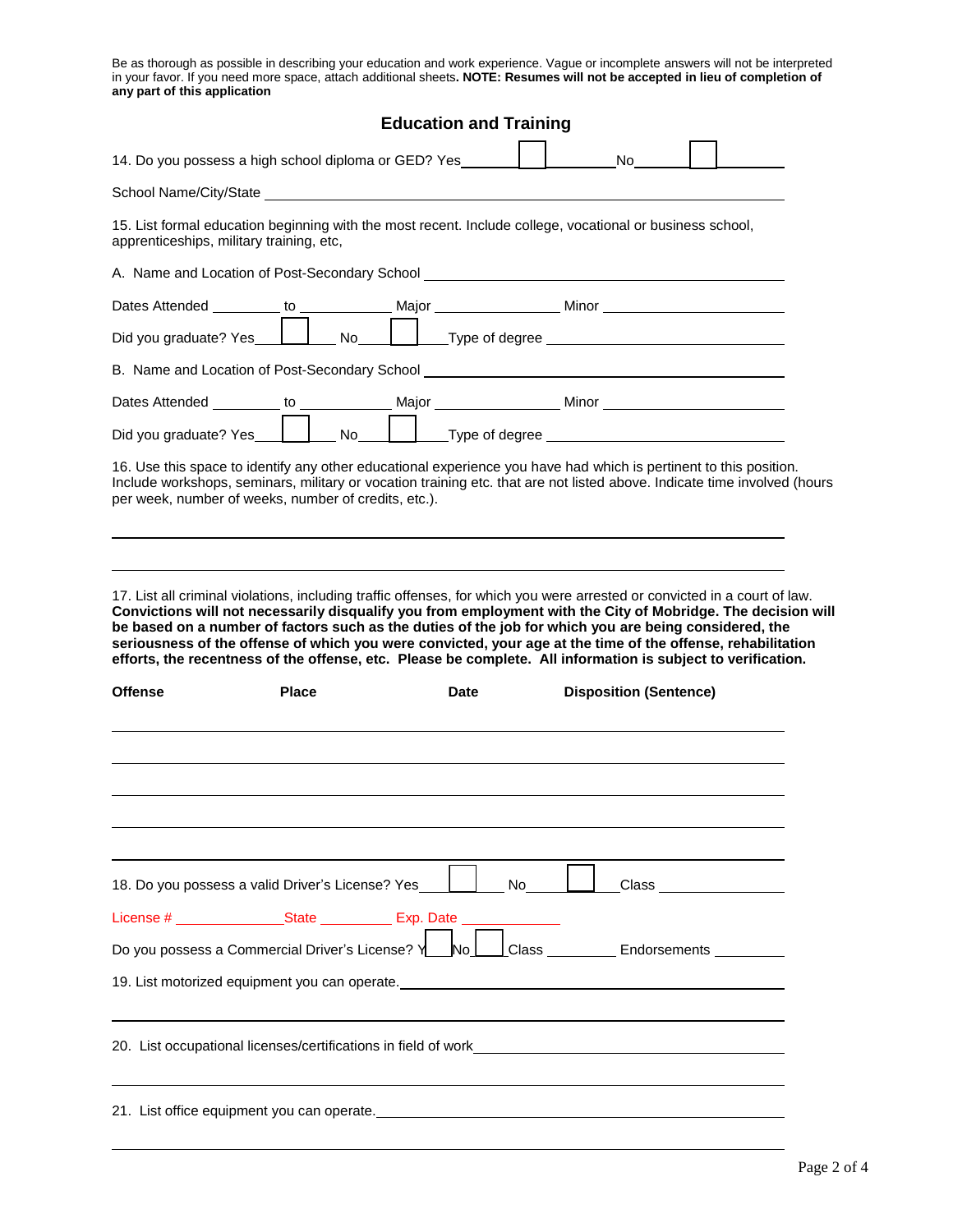Be as thorough as possible in describing your education and work experience. Vague or incomplete answers will not be interpreted in your favor. If you need more space, attach additional sheets**. NOTE: Resumes will not be accepted in lieu of completion of any part of this application**

## Education and Training

14. Do you possess a high school diploma or GED? Yes ____ No ____

School Name/City/State ______________________________

15. List formal education beginning with the most recent. Include college, vocational or business school, apprenticeships, military training, etc,

A. Name and Location of Post-Secondary School ______________________________

Dates Attended ________ to ____________ Major ______________ Minor ______________

Did you graduate? Yes ____ No ____ Type of degree ______________

B. Name and Location of Post-Secondary School ______________________________

Dates Attended ________ to ____________ Major ______________ Minor ______________

Did you graduate? Yes ____ No ____ Type of degree ______________

16. Use this space to identify any other educational experience you have had which is pertinent to this position. Include workshops, seminars, military or vocation training etc. that are not listed above. Indicate time involved (hours per week, number of weeks, number of credits, etc.).

______________________________

______________________________

17. List all criminal violations, including traffic offenses, for which you were arrested or convicted in a court of law. **Convictions will not necessarily disqualify you from employment with the City of Mobridge. The decision will be based on a number of factors such as the duties of the job for which you are being considered, the seriousness of the offense of which you were convicted, your age at the time of the offense, rehabilitation efforts, the recentness of the offense, etc. Please be complete. All information is subject to verification.**

| Offense | Place | Date | Disposition (Sentence) |
|---|---|---|---|
| | | | |
| | | | |
| | | | |
| | | | |
| | | | |

18. Do you possess a valid Driver's License? Yes ____ No ____ Class ______________

License # ______________ State __________ Exp. Date ____________

Do you possess a Commercial Driver's License? Y ____ No ____ Class ________ Endorsements ________

19. List motorized equipment you can operate. ______________________________

______________________________

20. List occupational licenses/certifications in field of work ______________________________

______________________________

21. List office equipment you can operate. ______________________________

______________________________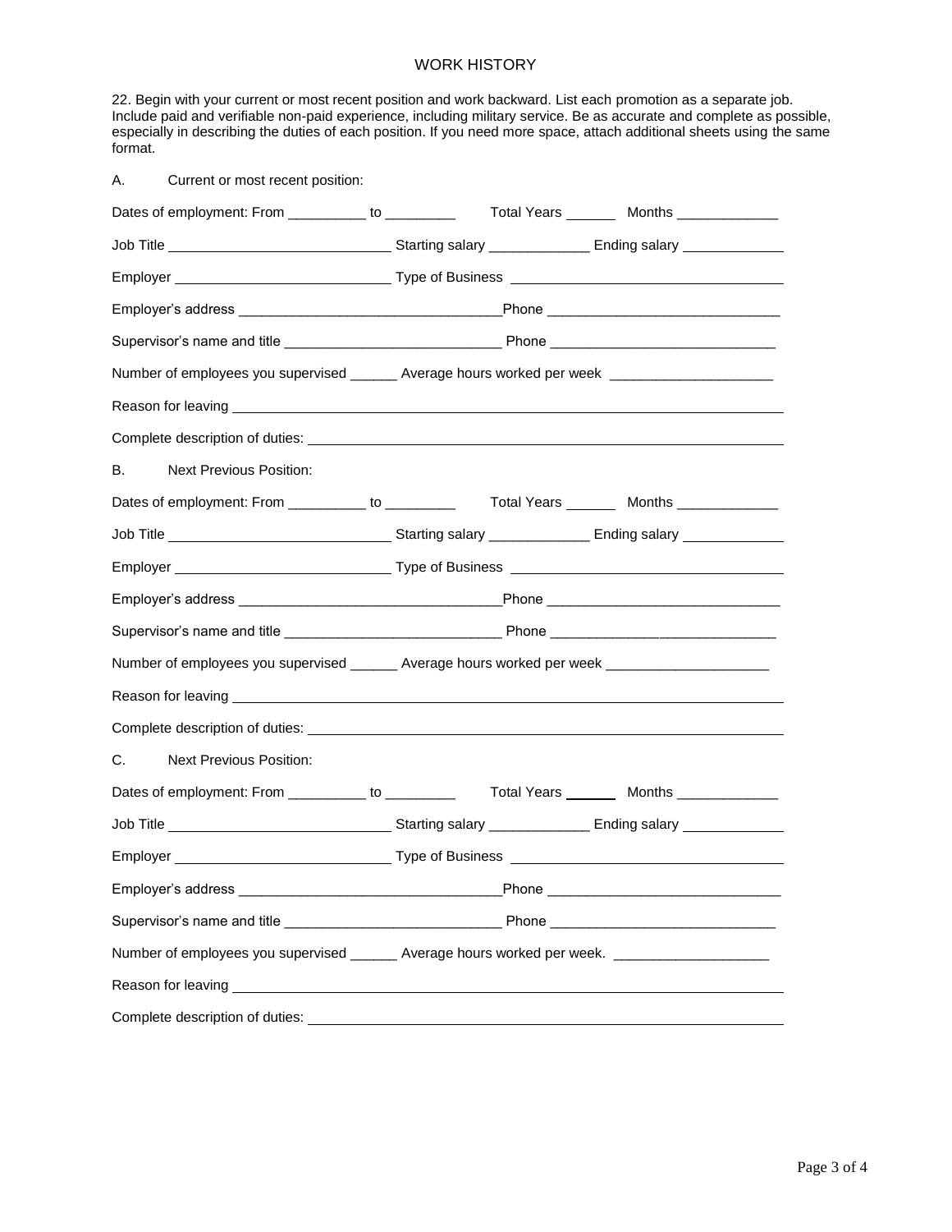## WORK HISTORY

22. Begin with your current or most recent position and work backward. List each promotion as a separate job. Include paid and verifiable non-paid experience, including military service. Be as accurate and complete as possible, especially in describing the duties of each position. If you need more space, attach additional sheets using the same format.

A. Current or most recent position:

Dates of employment: From __________ to _________ Total Years _______ Months _____________

Job Title ____________________________ Starting salary _____________ Ending salary _____________

Employer ___________________________ Type of Business __________________________________

Employer's address _________________________________Phone ______________________________

Supervisor's name and title ____________________________ Phone _____________________________

Number of employees you supervised ______ Average hours worked per week ____________________

Reason for leaving ____________________________________________________________________

Complete description of duties: _________________________________________________________

B. Next Previous Position:

Dates of employment: From __________ to _________ Total Years _______ Months _____________

Job Title ____________________________ Starting salary _____________ Ending salary _____________

Employer ___________________________ Type of Business __________________________________

Employer's address _________________________________Phone ______________________________

Supervisor's name and title ____________________________ Phone _____________________________

Number of employees you supervised ______ Average hours worked per week _____________________

Reason for leaving ____________________________________________________________________

Complete description of duties: _________________________________________________________

C. Next Previous Position:

Dates of employment: From __________ to _________ Total Years _______ Months _____________

Job Title ____________________________ Starting salary _____________ Ending salary _____________

Employer ___________________________ Type of Business __________________________________

Employer's address _________________________________Phone ______________________________

Supervisor's name and title ____________________________ Phone _____________________________

Number of employees you supervised ______ Average hours worked per week. ___________________

Reason for leaving ____________________________________________________________________

Complete description of duties: _________________________________________________________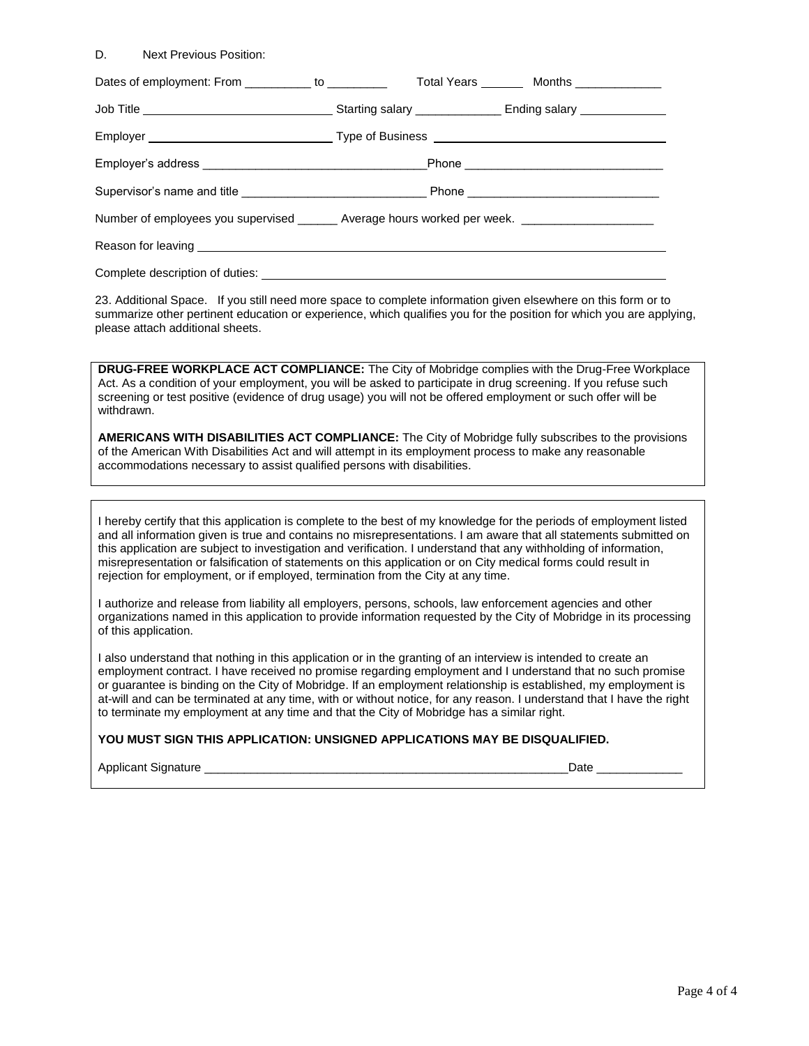D. Next Previous Position:

Dates of employment: From __________ to _________ Total Years _______ Months _____________

Job Title ____________________________ Starting salary _____________ Ending salary _____________

Employer ____________________________ Type of Business ____________________________________

Employer's address _________________________________Phone _____________________________

Supervisor's name and title ___________________________ Phone _____________________________

Number of employees you supervised ______ Average hours worked per week. ___________________

Reason for leaving ________________________________________________________________________

Complete description of duties: _______________________________________________________

23. Additional Space. If you still need more space to complete information given elsewhere on this form or to summarize other pertinent education or experience, which qualifies you for the position for which you are applying, please attach additional sheets.

**DRUG-FREE WORKPLACE ACT COMPLIANCE:** The City of Mobridge complies with the Drug-Free Workplace Act. As a condition of your employment, you will be asked to participate in drug screening. If you refuse such screening or test positive (evidence of drug usage) you will not be offered employment or such offer will be withdrawn.

**AMERICANS WITH DISABILITIES ACT COMPLIANCE:** The City of Mobridge fully subscribes to the provisions of the American With Disabilities Act and will attempt in its employment process to make any reasonable accommodations necessary to assist qualified persons with disabilities.

I hereby certify that this application is complete to the best of my knowledge for the periods of employment listed and all information given is true and contains no misrepresentations. I am aware that all statements submitted on this application are subject to investigation and verification. I understand that any withholding of information, misrepresentation or falsification of statements on this application or on City medical forms could result in rejection for employment, or if employed, termination from the City at any time.

I authorize and release from liability all employers, persons, schools, law enforcement agencies and other organizations named in this application to provide information requested by the City of Mobridge in its processing of this application.

I also understand that nothing in this application or in the granting of an interview is intended to create an employment contract. I have received no promise regarding employment and I understand that no such promise or guarantee is binding on the City of Mobridge. If an employment relationship is established, my employment is at-will and can be terminated at any time, with or without notice, for any reason. I understand that I have the right to terminate my employment at any time and that the City of Mobridge has a similar right.

**YOU MUST SIGN THIS APPLICATION: UNSIGNED APPLICATIONS MAY BE DISQUALIFIED.**

Applicant Signature _________________________________________________________Date _____________